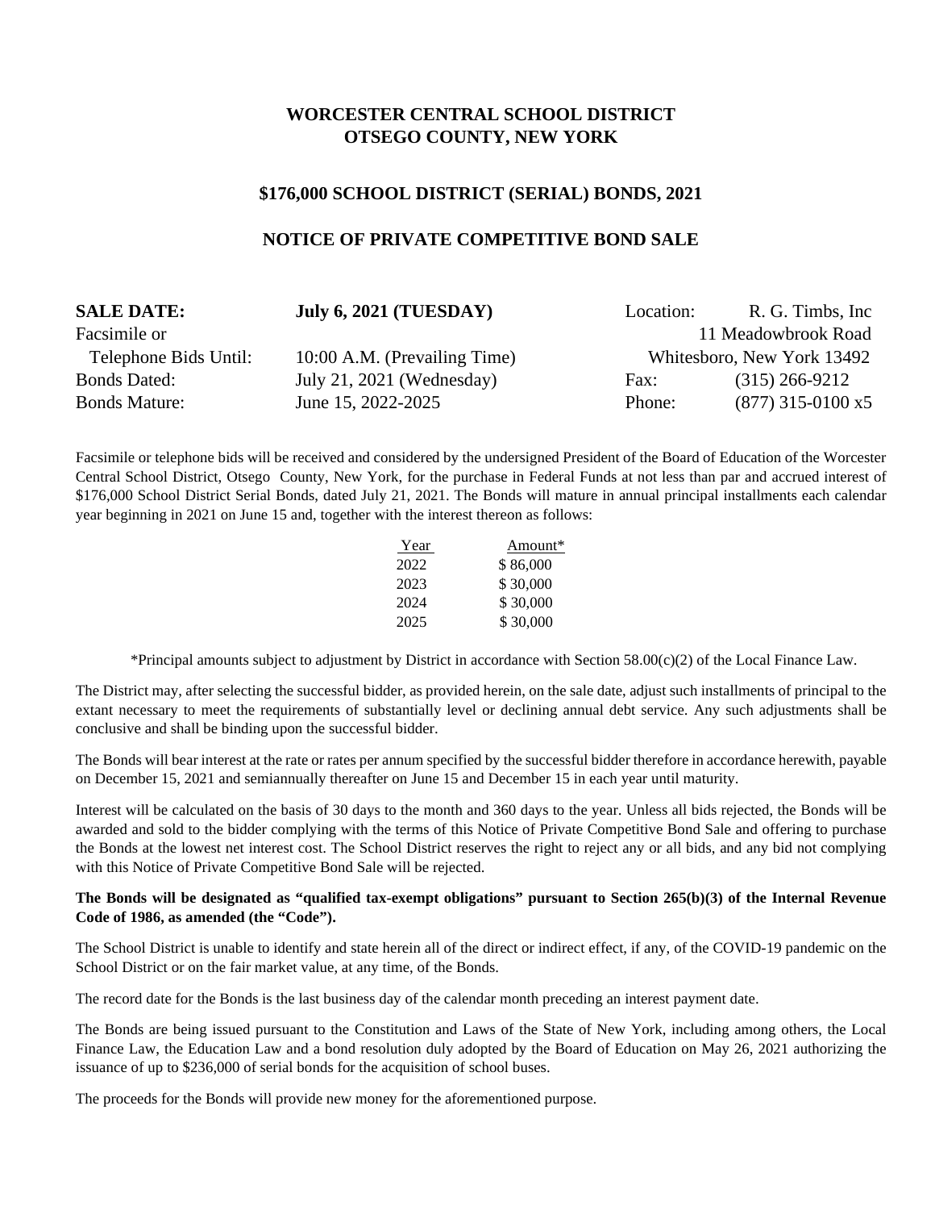# WORCESTER CENTRAL SCHOOL DISTRICT
# OTSEGO COUNTY, NEW YORK

## $176,000 SCHOOL DISTRICT (SERIAL) BONDS, 2021

## NOTICE OF PRIVATE COMPETITIVE BOND SALE

**SALE DATE:** **July 6, 2021 (TUESDAY)**

Facsimile or Telephone Bids Until: 10:00 A.M. (Prevailing Time)

Bonds Dated: July 21, 2021 (Wednesday)

Bonds Mature: June 15, 2022-2025

Location: R. G. Timbs, Inc
11 Meadowbrook Road
Whitesboro, New York 13492

Fax: (315) 266-9212

Phone: (877) 315-0100 x5

Facsimile or telephone bids will be received and considered by the undersigned President of the Board of Education of the Worcester Central School District, Otsego County, New York, for the purchase in Federal Funds at not less than par and accrued interest of $176,000 School District Serial Bonds, dated July 21, 2021. The Bonds will mature in annual principal installments each calendar year beginning in 2021 on June 15 and, together with the interest thereon as follows:

| Year | Amount* |
|---|---|
| 2022 | $ 86,000 |
| 2023 | $ 30,000 |
| 2024 | $ 30,000 |
| 2025 | $ 30,000 |

*Principal amounts subject to adjustment by District in accordance with Section 58.00(c)(2) of the Local Finance Law.

The District may, after selecting the successful bidder, as provided herein, on the sale date, adjust such installments of principal to the extant necessary to meet the requirements of substantially level or declining annual debt service. Any such adjustments shall be conclusive and shall be binding upon the successful bidder.

The Bonds will bear interest at the rate or rates per annum specified by the successful bidder therefore in accordance herewith, payable on December 15, 2021 and semiannually thereafter on June 15 and December 15 in each year until maturity.

Interest will be calculated on the basis of 30 days to the month and 360 days to the year. Unless all bids rejected, the Bonds will be awarded and sold to the bidder complying with the terms of this Notice of Private Competitive Bond Sale and offering to purchase the Bonds at the lowest net interest cost. The School District reserves the right to reject any or all bids, and any bid not complying with this Notice of Private Competitive Bond Sale will be rejected.

**The Bonds will be designated as "qualified tax-exempt obligations" pursuant to Section 265(b)(3) of the Internal Revenue Code of 1986, as amended (the "Code").**

The School District is unable to identify and state herein all of the direct or indirect effect, if any, of the COVID-19 pandemic on the School District or on the fair market value, at any time, of the Bonds.

The record date for the Bonds is the last business day of the calendar month preceding an interest payment date.

The Bonds are being issued pursuant to the Constitution and Laws of the State of New York, including among others, the Local Finance Law, the Education Law and a bond resolution duly adopted by the Board of Education on May 26, 2021 authorizing the issuance of up to $236,000 of serial bonds for the acquisition of school buses.

The proceeds for the Bonds will provide new money for the aforementioned purpose.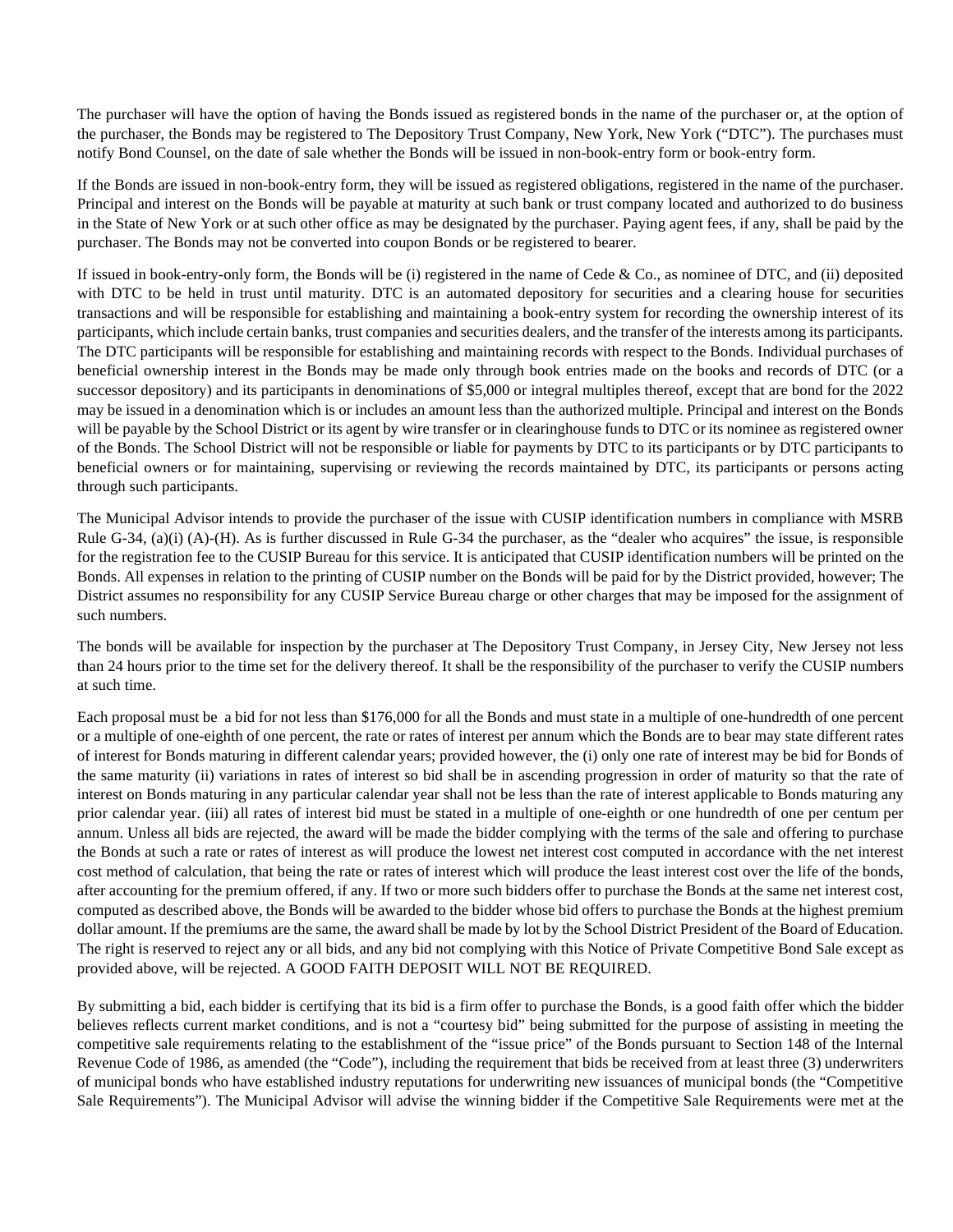The purchaser will have the option of having the Bonds issued as registered bonds in the name of the purchaser or, at the option of the purchaser, the Bonds may be registered to The Depository Trust Company, New York, New York ("DTC"). The purchases must notify Bond Counsel, on the date of sale whether the Bonds will be issued in non-book-entry form or book-entry form.

If the Bonds are issued in non-book-entry form, they will be issued as registered obligations, registered in the name of the purchaser. Principal and interest on the Bonds will be payable at maturity at such bank or trust company located and authorized to do business in the State of New York or at such other office as may be designated by the purchaser. Paying agent fees, if any, shall be paid by the purchaser. The Bonds may not be converted into coupon Bonds or be registered to bearer.

If issued in book-entry-only form, the Bonds will be (i) registered in the name of Cede & Co., as nominee of DTC, and (ii) deposited with DTC to be held in trust until maturity. DTC is an automated depository for securities and a clearing house for securities transactions and will be responsible for establishing and maintaining a book-entry system for recording the ownership interest of its participants, which include certain banks, trust companies and securities dealers, and the transfer of the interests among its participants. The DTC participants will be responsible for establishing and maintaining records with respect to the Bonds. Individual purchases of beneficial ownership interest in the Bonds may be made only through book entries made on the books and records of DTC (or a successor depository) and its participants in denominations of $5,000 or integral multiples thereof, except that are bond for the 2022 may be issued in a denomination which is or includes an amount less than the authorized multiple. Principal and interest on the Bonds will be payable by the School District or its agent by wire transfer or in clearinghouse funds to DTC or its nominee as registered owner of the Bonds. The School District will not be responsible or liable for payments by DTC to its participants or by DTC participants to beneficial owners or for maintaining, supervising or reviewing the records maintained by DTC, its participants or persons acting through such participants.

The Municipal Advisor intends to provide the purchaser of the issue with CUSIP identification numbers in compliance with MSRB Rule G-34, (a)(i) (A)-(H). As is further discussed in Rule G-34 the purchaser, as the "dealer who acquires" the issue, is responsible for the registration fee to the CUSIP Bureau for this service. It is anticipated that CUSIP identification numbers will be printed on the Bonds. All expenses in relation to the printing of CUSIP number on the Bonds will be paid for by the District provided, however; The District assumes no responsibility for any CUSIP Service Bureau charge or other charges that may be imposed for the assignment of such numbers.

The bonds will be available for inspection by the purchaser at The Depository Trust Company, in Jersey City, New Jersey not less than 24 hours prior to the time set for the delivery thereof. It shall be the responsibility of the purchaser to verify the CUSIP numbers at such time.

Each proposal must be a bid for not less than $176,000 for all the Bonds and must state in a multiple of one-hundredth of one percent or a multiple of one-eighth of one percent, the rate or rates of interest per annum which the Bonds are to bear may state different rates of interest for Bonds maturing in different calendar years; provided however, the (i) only one rate of interest may be bid for Bonds of the same maturity (ii) variations in rates of interest so bid shall be in ascending progression in order of maturity so that the rate of interest on Bonds maturing in any particular calendar year shall not be less than the rate of interest applicable to Bonds maturing any prior calendar year. (iii) all rates of interest bid must be stated in a multiple of one-eighth or one hundredth of one per centum per annum. Unless all bids are rejected, the award will be made the bidder complying with the terms of the sale and offering to purchase the Bonds at such a rate or rates of interest as will produce the lowest net interest cost computed in accordance with the net interest cost method of calculation, that being the rate or rates of interest which will produce the least interest cost over the life of the bonds, after accounting for the premium offered, if any. If two or more such bidders offer to purchase the Bonds at the same net interest cost, computed as described above, the Bonds will be awarded to the bidder whose bid offers to purchase the Bonds at the highest premium dollar amount. If the premiums are the same, the award shall be made by lot by the School District President of the Board of Education. The right is reserved to reject any or all bids, and any bid not complying with this Notice of Private Competitive Bond Sale except as provided above, will be rejected. A GOOD FAITH DEPOSIT WILL NOT BE REQUIRED.

By submitting a bid, each bidder is certifying that its bid is a firm offer to purchase the Bonds, is a good faith offer which the bidder believes reflects current market conditions, and is not a "courtesy bid" being submitted for the purpose of assisting in meeting the competitive sale requirements relating to the establishment of the "issue price" of the Bonds pursuant to Section 148 of the Internal Revenue Code of 1986, as amended (the "Code"), including the requirement that bids be received from at least three (3) underwriters of municipal bonds who have established industry reputations for underwriting new issuances of municipal bonds (the "Competitive Sale Requirements"). The Municipal Advisor will advise the winning bidder if the Competitive Sale Requirements were met at the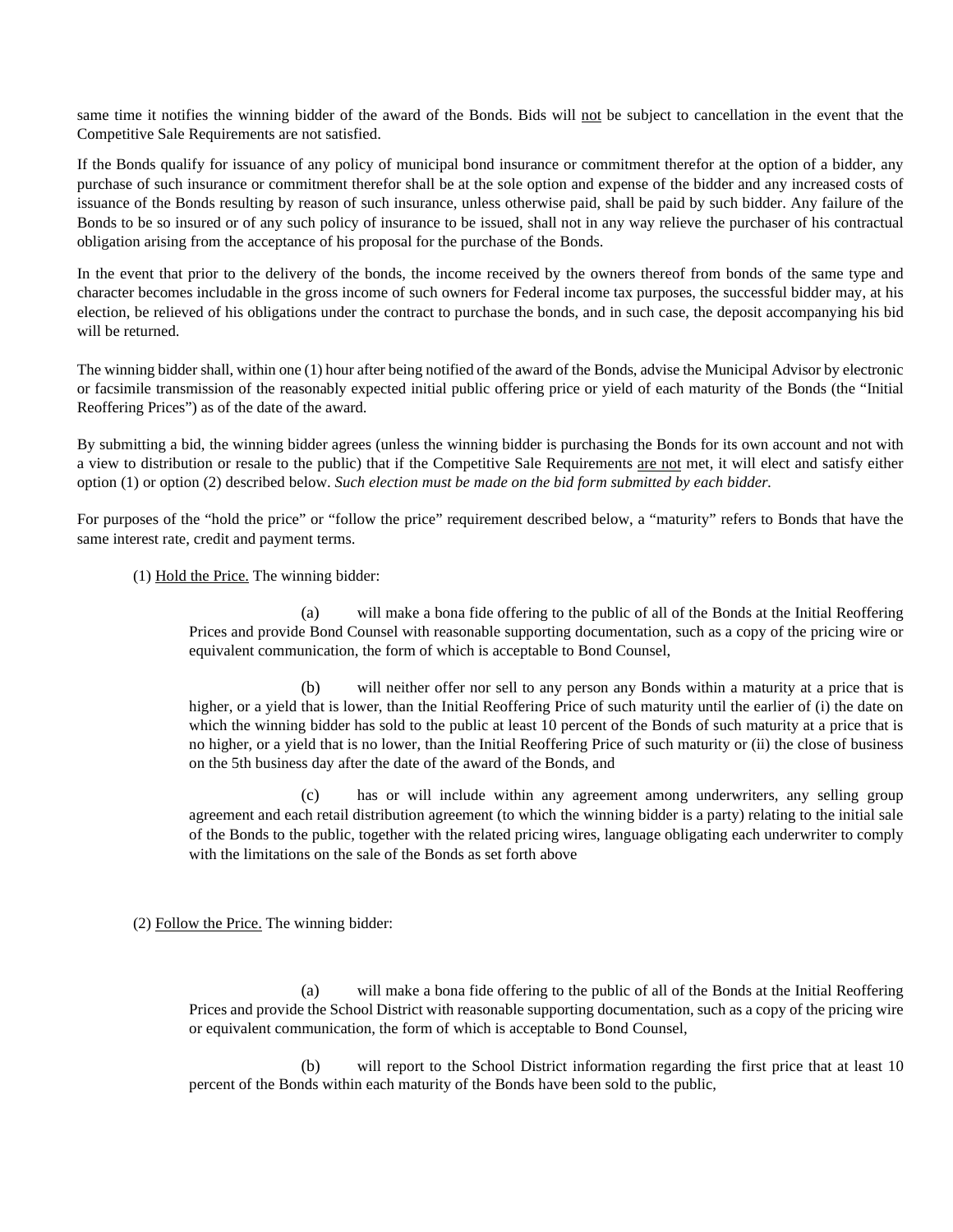same time it notifies the winning bidder of the award of the Bonds. Bids will not be subject to cancellation in the event that the Competitive Sale Requirements are not satisfied.

If the Bonds qualify for issuance of any policy of municipal bond insurance or commitment therefor at the option of a bidder, any purchase of such insurance or commitment therefor shall be at the sole option and expense of the bidder and any increased costs of issuance of the Bonds resulting by reason of such insurance, unless otherwise paid, shall be paid by such bidder. Any failure of the Bonds to be so insured or of any such policy of insurance to be issued, shall not in any way relieve the purchaser of his contractual obligation arising from the acceptance of his proposal for the purchase of the Bonds.

In the event that prior to the delivery of the bonds, the income received by the owners thereof from bonds of the same type and character becomes includable in the gross income of such owners for Federal income tax purposes, the successful bidder may, at his election, be relieved of his obligations under the contract to purchase the bonds, and in such case, the deposit accompanying his bid will be returned.

The winning bidder shall, within one (1) hour after being notified of the award of the Bonds, advise the Municipal Advisor by electronic or facsimile transmission of the reasonably expected initial public offering price or yield of each maturity of the Bonds (the "Initial Reoffering Prices") as of the date of the award.

By submitting a bid, the winning bidder agrees (unless the winning bidder is purchasing the Bonds for its own account and not with a view to distribution or resale to the public) that if the Competitive Sale Requirements are not met, it will elect and satisfy either option (1) or option (2) described below. *Such election must be made on the bid form submitted by each bidder.*

For purposes of the "hold the price" or "follow the price" requirement described below, a "maturity" refers to Bonds that have the same interest rate, credit and payment terms.

(1) Hold the Price. The winning bidder:

(a) will make a bona fide offering to the public of all of the Bonds at the Initial Reoffering Prices and provide Bond Counsel with reasonable supporting documentation, such as a copy of the pricing wire or equivalent communication, the form of which is acceptable to Bond Counsel,

(b) will neither offer nor sell to any person any Bonds within a maturity at a price that is higher, or a yield that is lower, than the Initial Reoffering Price of such maturity until the earlier of (i) the date on which the winning bidder has sold to the public at least 10 percent of the Bonds of such maturity at a price that is no higher, or a yield that is no lower, than the Initial Reoffering Price of such maturity or (ii) the close of business on the 5th business day after the date of the award of the Bonds, and

(c) has or will include within any agreement among underwriters, any selling group agreement and each retail distribution agreement (to which the winning bidder is a party) relating to the initial sale of the Bonds to the public, together with the related pricing wires, language obligating each underwriter to comply with the limitations on the sale of the Bonds as set forth above

(2) Follow the Price. The winning bidder:

(a) will make a bona fide offering to the public of all of the Bonds at the Initial Reoffering Prices and provide the School District with reasonable supporting documentation, such as a copy of the pricing wire or equivalent communication, the form of which is acceptable to Bond Counsel,

(b) will report to the School District information regarding the first price that at least 10 percent of the Bonds within each maturity of the Bonds have been sold to the public,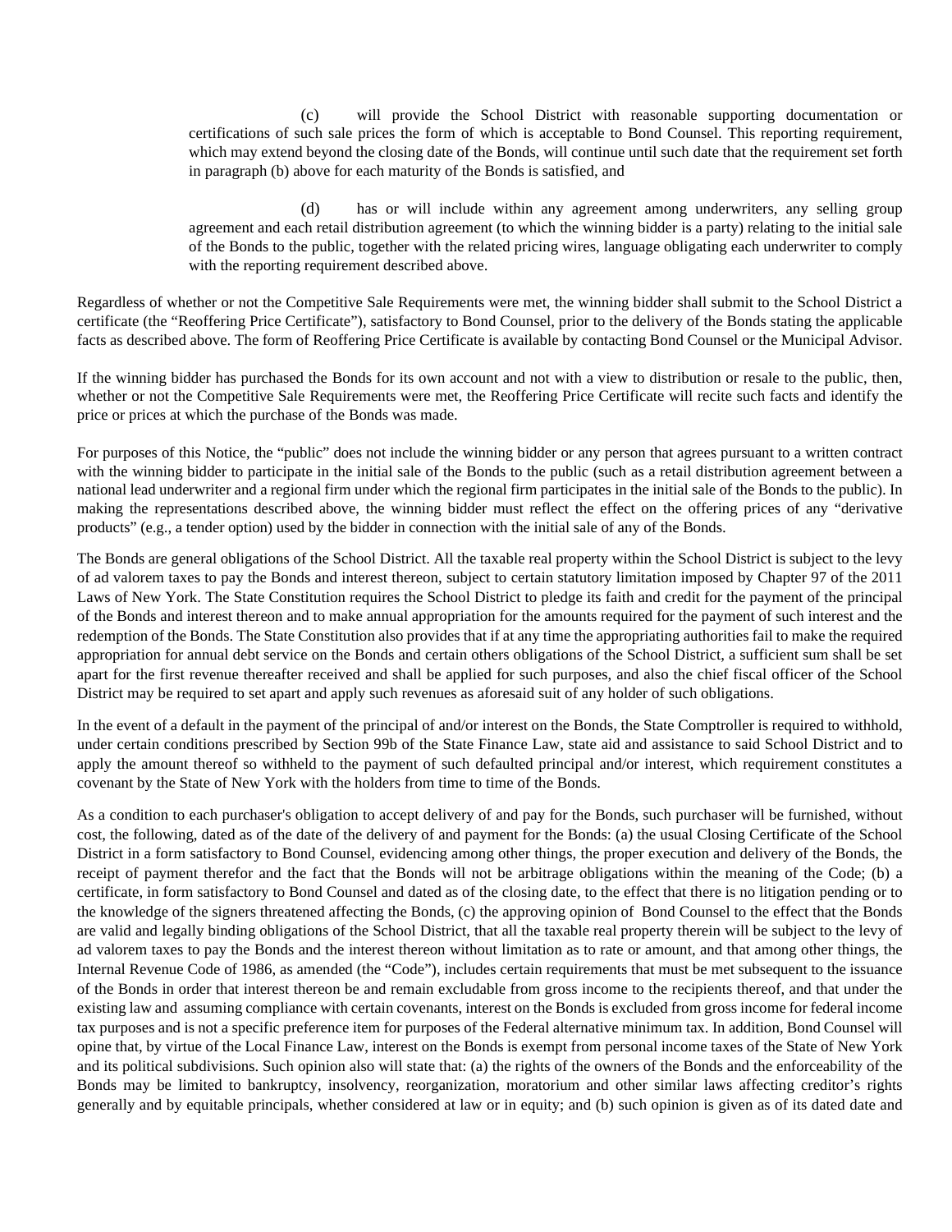(c) will provide the School District with reasonable supporting documentation or certifications of such sale prices the form of which is acceptable to Bond Counsel. This reporting requirement, which may extend beyond the closing date of the Bonds, will continue until such date that the requirement set forth in paragraph (b) above for each maturity of the Bonds is satisfied, and

(d) has or will include within any agreement among underwriters, any selling group agreement and each retail distribution agreement (to which the winning bidder is a party) relating to the initial sale of the Bonds to the public, together with the related pricing wires, language obligating each underwriter to comply with the reporting requirement described above.

Regardless of whether or not the Competitive Sale Requirements were met, the winning bidder shall submit to the School District a certificate (the "Reoffering Price Certificate"), satisfactory to Bond Counsel, prior to the delivery of the Bonds stating the applicable facts as described above. The form of Reoffering Price Certificate is available by contacting Bond Counsel or the Municipal Advisor.

If the winning bidder has purchased the Bonds for its own account and not with a view to distribution or resale to the public, then, whether or not the Competitive Sale Requirements were met, the Reoffering Price Certificate will recite such facts and identify the price or prices at which the purchase of the Bonds was made.

For purposes of this Notice, the "public" does not include the winning bidder or any person that agrees pursuant to a written contract with the winning bidder to participate in the initial sale of the Bonds to the public (such as a retail distribution agreement between a national lead underwriter and a regional firm under which the regional firm participates in the initial sale of the Bonds to the public). In making the representations described above, the winning bidder must reflect the effect on the offering prices of any "derivative products" (e.g., a tender option) used by the bidder in connection with the initial sale of any of the Bonds.

The Bonds are general obligations of the School District. All the taxable real property within the School District is subject to the levy of ad valorem taxes to pay the Bonds and interest thereon, subject to certain statutory limitation imposed by Chapter 97 of the 2011 Laws of New York. The State Constitution requires the School District to pledge its faith and credit for the payment of the principal of the Bonds and interest thereon and to make annual appropriation for the amounts required for the payment of such interest and the redemption of the Bonds. The State Constitution also provides that if at any time the appropriating authorities fail to make the required appropriation for annual debt service on the Bonds and certain others obligations of the School District, a sufficient sum shall be set apart for the first revenue thereafter received and shall be applied for such purposes, and also the chief fiscal officer of the School District may be required to set apart and apply such revenues as aforesaid suit of any holder of such obligations.

In the event of a default in the payment of the principal of and/or interest on the Bonds, the State Comptroller is required to withhold, under certain conditions prescribed by Section 99b of the State Finance Law, state aid and assistance to said School District and to apply the amount thereof so withheld to the payment of such defaulted principal and/or interest, which requirement constitutes a covenant by the State of New York with the holders from time to time of the Bonds.

As a condition to each purchaser's obligation to accept delivery of and pay for the Bonds, such purchaser will be furnished, without cost, the following, dated as of the date of the delivery of and payment for the Bonds: (a) the usual Closing Certificate of the School District in a form satisfactory to Bond Counsel, evidencing among other things, the proper execution and delivery of the Bonds, the receipt of payment therefor and the fact that the Bonds will not be arbitrage obligations within the meaning of the Code; (b) a certificate, in form satisfactory to Bond Counsel and dated as of the closing date, to the effect that there is no litigation pending or to the knowledge of the signers threatened affecting the Bonds, (c) the approving opinion of Bond Counsel to the effect that the Bonds are valid and legally binding obligations of the School District, that all the taxable real property therein will be subject to the levy of ad valorem taxes to pay the Bonds and the interest thereon without limitation as to rate or amount, and that among other things, the Internal Revenue Code of 1986, as amended (the "Code"), includes certain requirements that must be met subsequent to the issuance of the Bonds in order that interest thereon be and remain excludable from gross income to the recipients thereof, and that under the existing law and assuming compliance with certain covenants, interest on the Bonds is excluded from gross income for federal income tax purposes and is not a specific preference item for purposes of the Federal alternative minimum tax. In addition, Bond Counsel will opine that, by virtue of the Local Finance Law, interest on the Bonds is exempt from personal income taxes of the State of New York and its political subdivisions. Such opinion also will state that: (a) the rights of the owners of the Bonds and the enforceability of the Bonds may be limited to bankruptcy, insolvency, reorganization, moratorium and other similar laws affecting creditor's rights generally and by equitable principals, whether considered at law or in equity; and (b) such opinion is given as of its dated date and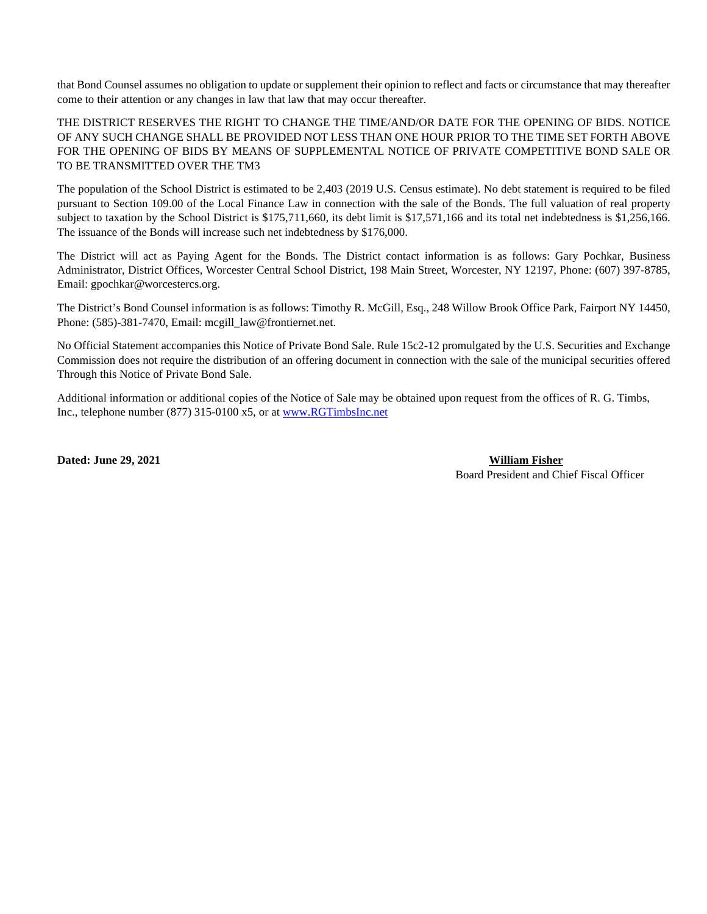that Bond Counsel assumes no obligation to update or supplement their opinion to reflect and facts or circumstance that may thereafter come to their attention or any changes in law that law that may occur thereafter.

THE DISTRICT RESERVES THE RIGHT TO CHANGE THE TIME/AND/OR DATE FOR THE OPENING OF BIDS. NOTICE OF ANY SUCH CHANGE SHALL BE PROVIDED NOT LESS THAN ONE HOUR PRIOR TO THE TIME SET FORTH ABOVE FOR THE OPENING OF BIDS BY MEANS OF SUPPLEMENTAL NOTICE OF PRIVATE COMPETITIVE BOND SALE OR TO BE TRANSMITTED OVER THE TM3

The population of the School District is estimated to be 2,403 (2019 U.S. Census estimate). No debt statement is required to be filed pursuant to Section 109.00 of the Local Finance Law in connection with the sale of the Bonds. The full valuation of real property subject to taxation by the School District is $175,711,660, its debt limit is $17,571,166 and its total net indebtedness is $1,256,166. The issuance of the Bonds will increase such net indebtedness by $176,000.

The District will act as Paying Agent for the Bonds. The District contact information is as follows: Gary Pochkar, Business Administrator, District Offices, Worcester Central School District, 198 Main Street, Worcester, NY 12197, Phone: (607) 397-8785, Email: gpochkar@worcestercs.org.

The District's Bond Counsel information is as follows: Timothy R. McGill, Esq., 248 Willow Brook Office Park, Fairport NY 14450, Phone: (585)-381-7470, Email: mcgill_law@frontiernet.net.

No Official Statement accompanies this Notice of Private Bond Sale. Rule 15c2-12 promulgated by the U.S. Securities and Exchange Commission does not require the distribution of an offering document in connection with the sale of the municipal securities offered Through this Notice of Private Bond Sale.

Additional information or additional copies of the Notice of Sale may be obtained upon request from the offices of R. G. Timbs, Inc., telephone number (877) 315-0100 x5, or at www.RGTimbsInc.net

**Dated: June 29, 2021**

**William Fisher**
Board President and Chief Fiscal Officer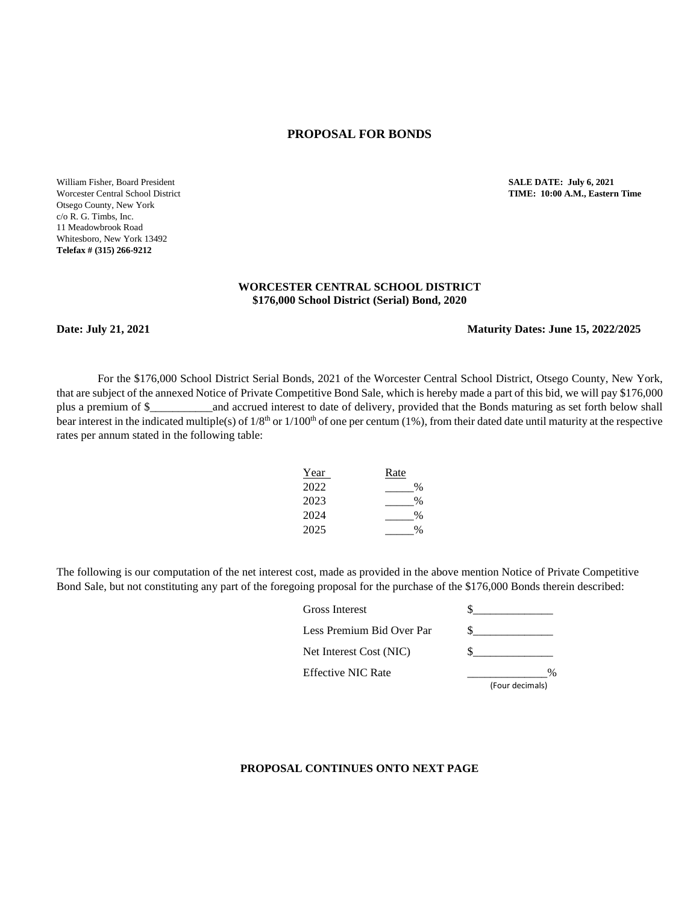# PROPOSAL FOR BONDS

William Fisher, Board President
Worcester Central School District
Otsego County, New York
c/o R. G. Timbs, Inc.
11 Meadowbrook Road
Whitesboro, New York 13492
**Telefax # (315) 266-9212**

**SALE DATE: July 6, 2021**
**TIME: 10:00 A.M., Eastern Time**

**WORCESTER CENTRAL SCHOOL DISTRICT**
**$176,000 School District (Serial) Bond, 2020**

**Date: July 21, 2021**

**Maturity Dates: June 15, 2022/2025**

For the $176,000 School District Serial Bonds, 2021 of the Worcester Central School District, Otsego County, New York, that are subject of the annexed Notice of Private Competitive Bond Sale, which is hereby made a part of this bid, we will pay $176,000 plus a premium of $___________and accrued interest to date of delivery, provided that the Bonds maturing as set forth below shall bear interest in the indicated multiple(s) of 1/8th or 1/100th of one per centum (1%), from their dated date until maturity at the respective rates per annum stated in the following table:

| Year | Rate |
|---|---|
| 2022 | _____% |
| 2023 | _____% |
| 2024 | _____% |
| 2025 | _____% |

The following is our computation of the net interest cost, made as provided in the above mention Notice of Private Competitive Bond Sale, but not constituting any part of the foregoing proposal for the purchase of the $176,000 Bonds therein described:

| | |
|---|---|
| Gross Interest | $______________ |
| Less Premium Bid Over Par | $______________ |
| Net Interest Cost (NIC) | $______________ |
| Effective NIC Rate | ______________% (Four decimals) |

**PROPOSAL CONTINUES ONTO NEXT PAGE**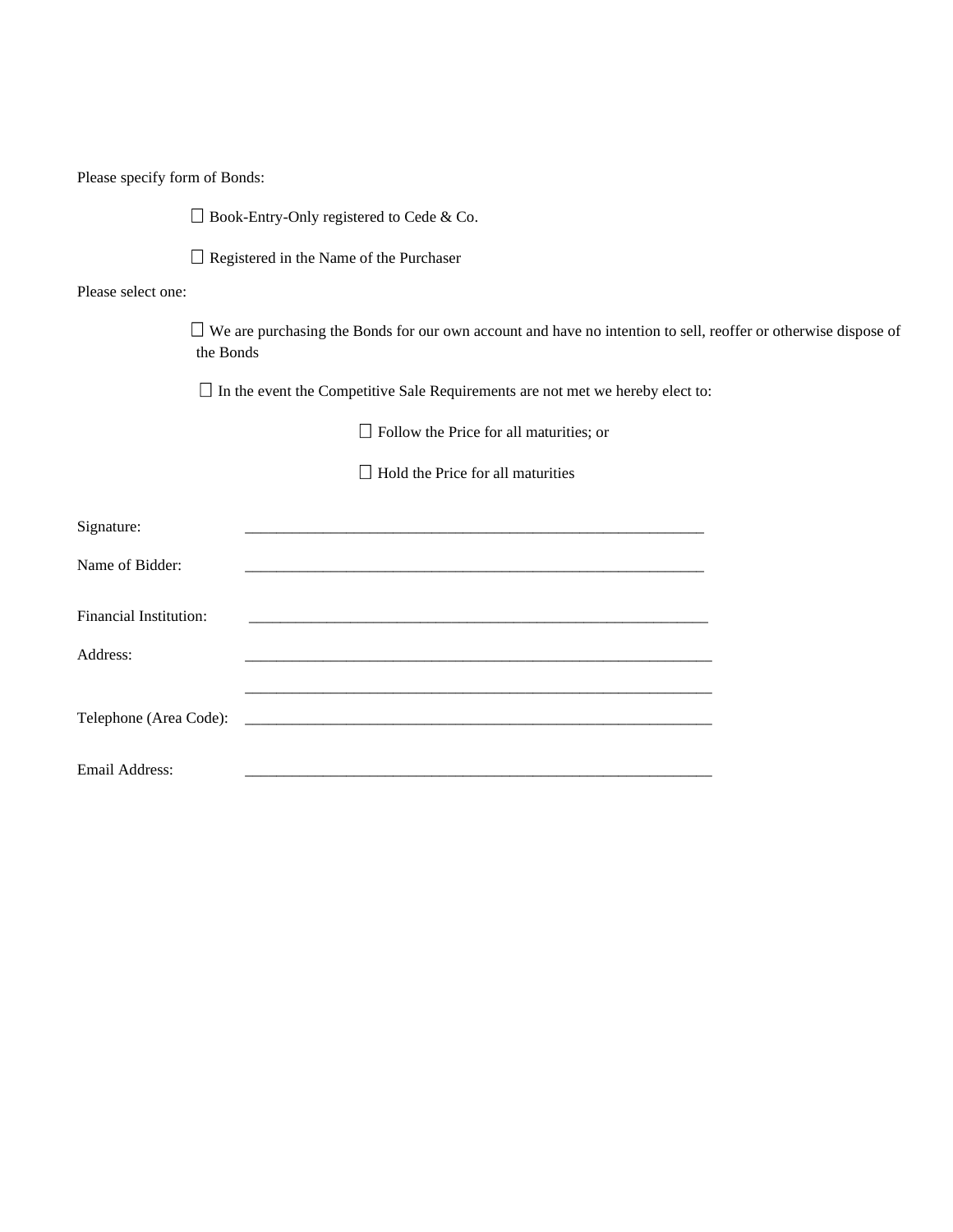Please specify form of Bonds:

☐ Book-Entry-Only registered to Cede & Co.

☐ Registered in the Name of the Purchaser

Please select one:

☐ We are purchasing the Bonds for our own account and have no intention to sell, reoffer or otherwise dispose of the Bonds

☐ In the event the Competitive Sale Requirements are not met we hereby elect to:

☐ Follow the Price for all maturities; or

☐ Hold the Price for all maturities

Signature: _______________________________________________________________

Name of Bidder: _______________________________________________________________

Financial Institution: _______________________________________________________________

Address: _______________________________________________________________

_______________________________________________________________

Telephone (Area Code): _______________________________________________________________

Email Address: _______________________________________________________________